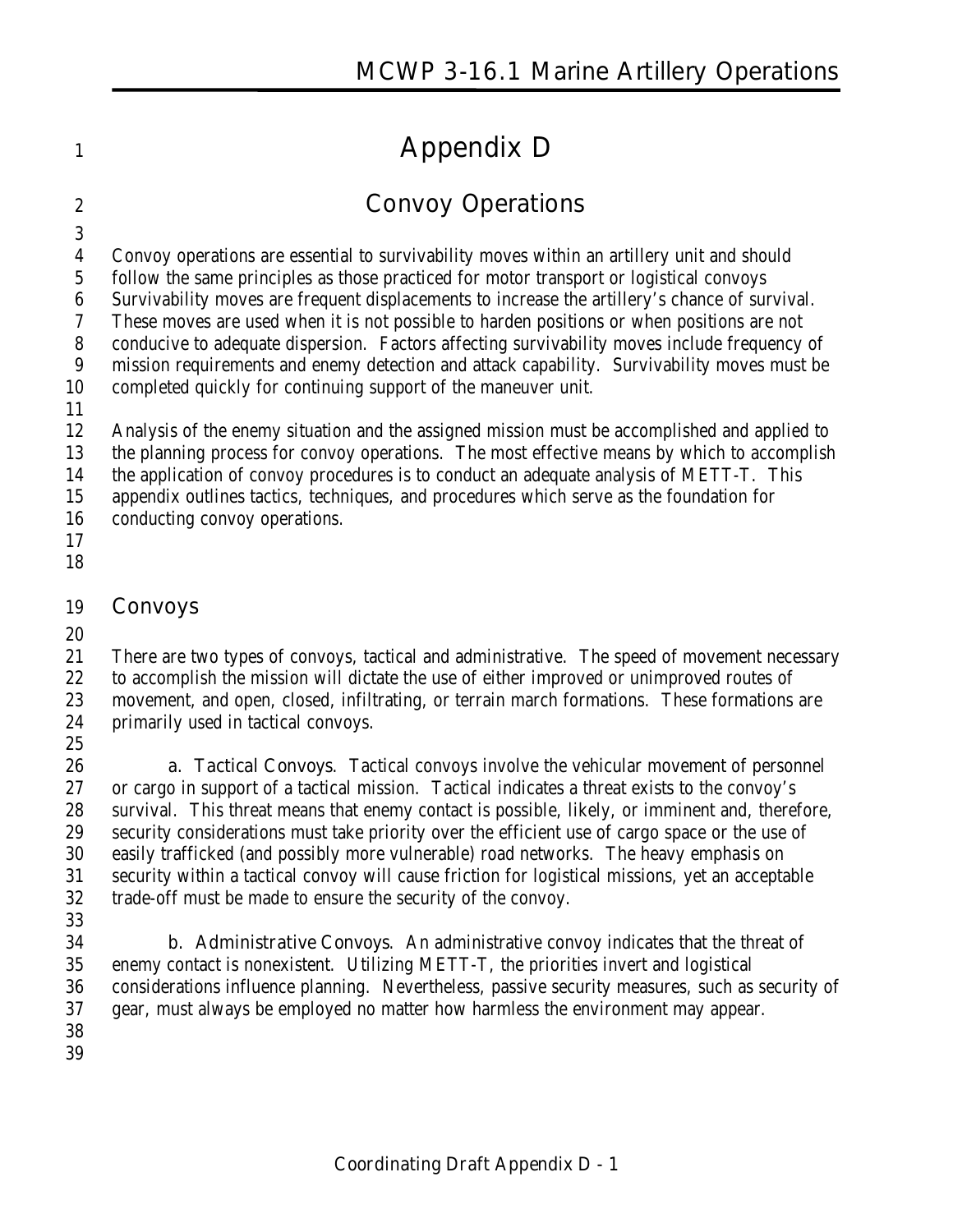# Appendix D

## Convoy Operations

Convoy operations are essential to survivability moves within an artillery unit and should follow the same principles as those practiced for motor transport or logistical convoys Survivability moves are frequent displacements to increase the artillery's chance of survival. These moves are used when it is not possible to harden positions or when positions are not conducive to adequate dispersion. Factors affecting survivability moves include frequency of mission requirements and enemy detection and attack capability. Survivability moves must be completed quickly for continuing support of the maneuver unit.

Analysis of the enemy situation and the assigned mission must be accomplished and applied to the planning process for convoy operations. The most effective means by which to accomplish the application of convoy procedures is to conduct an adequate analysis of METT-T. This appendix outlines tactics, techniques, and procedures which serve as the foundation for conducting convoy operations.

### Convoys

There are two types of convoys, tactical and administrative. The speed of movement necessary to accomplish the mission will dictate the use of either improved or unimproved routes of movement, and open, closed, infiltrating, or terrain march formations. These formations are primarily used in tactical convoys.

a. **Tactical Convoys.** Tactical convoys involve the vehicular movement of personnel or cargo in support of a tactical mission. Tactical indicates a threat exists to the convoy's survival. This threat means that enemy contact is possible, likely, or imminent and, therefore, security considerations must take priority over the efficient use of cargo space or the use of easily trafficked (and possibly more vulnerable) road networks. The heavy emphasis on security within a tactical convoy will cause friction for logistical missions, yet an acceptable trade-off must be made to ensure the security of the convoy.

b. **Administrative Convoys.** An administrative convoy indicates that the threat of enemy contact is nonexistent. Utilizing METT-T, the priorities invert and logistical considerations influence planning. Nevertheless, passive security measures, such as security of gear, must always be employed no matter how harmless the environment may appear.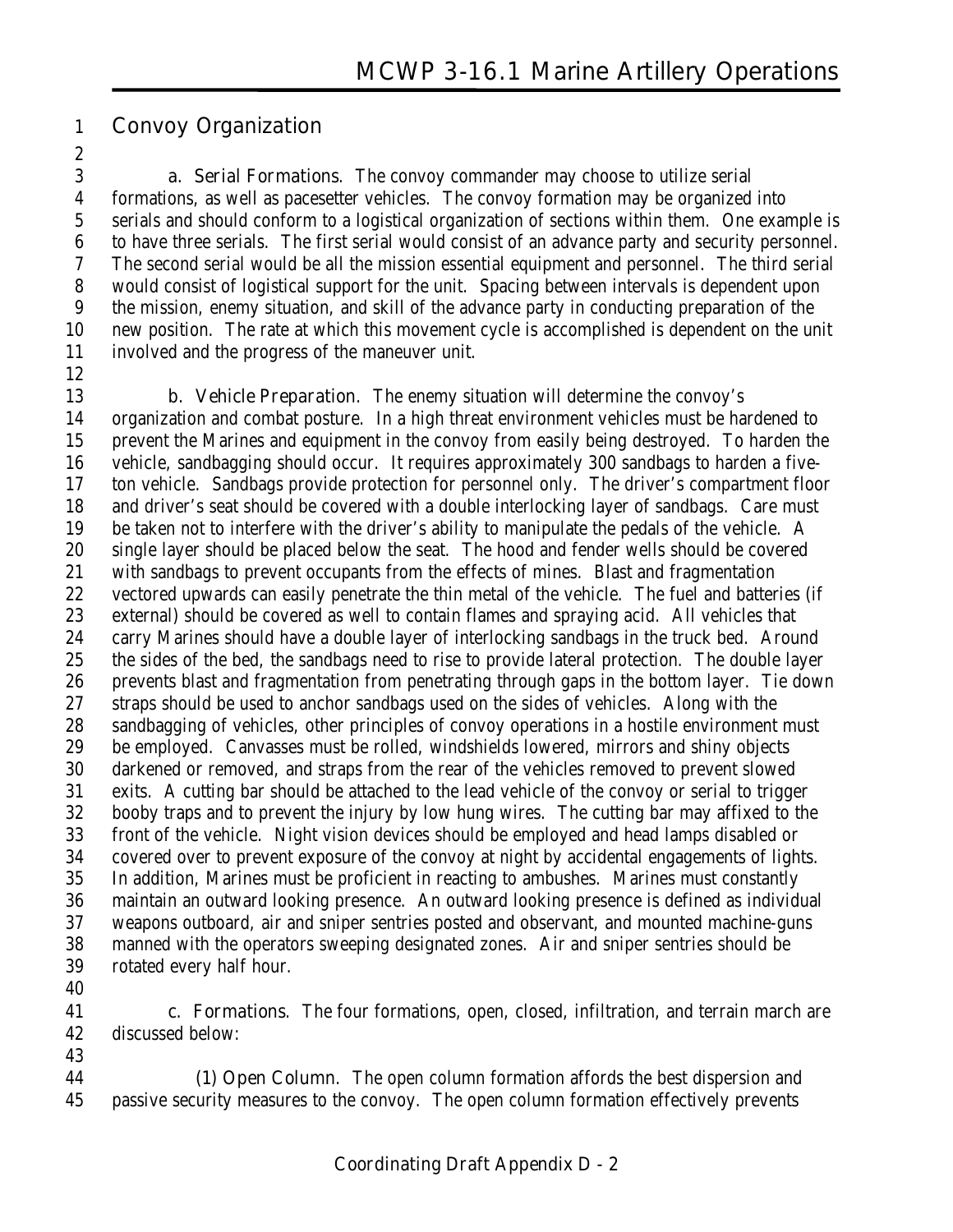## Convoy Organization

a. **Serial Formations.** The convoy commander may choose to utilize serial formations, as well as pacesetter vehicles. The convoy formation may be organized into serials and should conform to a logistical organization of sections within them. One example is to have three serials. The first serial would consist of an advance party and security personnel. The second serial would be all the mission essential equipment and personnel. The third serial would consist of logistical support for the unit. Spacing between intervals is dependent upon the mission, enemy situation, and skill of the advance party in conducting preparation of the new position. The rate at which this movement cycle is accomplished is dependent on the unit involved and the progress of the maneuver unit.

b. **Vehicle Preparation.** The enemy situation will determine the convoy's organization and combat posture. In a high threat environment vehicles must be hardened to prevent the Marines and equipment in the convoy from easily being destroyed. To harden the vehicle, sandbagging should occur. It requires approximately 300 sandbags to harden a five-ton vehicle. Sandbags provide protection for personnel only. The driver's compartment floor and driver's seat should be covered with a double interlocking layer of sandbags. Care must be taken not to interfere with the driver's ability to manipulate the pedals of the vehicle. A single layer should be placed below the seat. The hood and fender wells should be covered with sandbags to prevent occupants from the effects of mines. Blast and fragmentation vectored upwards can easily penetrate the thin metal of the vehicle. The fuel and batteries (if external) should be covered as well to contain flames and spraying acid. All vehicles that carry Marines should have a double layer of interlocking sandbags in the truck bed. Around the sides of the bed, the sandbags need to rise to provide lateral protection. The double layer prevents blast and fragmentation from penetrating through gaps in the bottom layer. Tie down straps should be used to anchor sandbags used on the sides of vehicles. Along with the sandbagging of vehicles, other principles of convoy operations in a hostile environment must be employed. Canvasses must be rolled, windshields lowered, mirrors and shiny objects darkened or removed, and straps from the rear of the vehicles removed to prevent slowed exits. A cutting bar should be attached to the lead vehicle of the convoy or serial to trigger booby traps and to prevent the injury by low hung wires. The cutting bar may affixed to the front of the vehicle. Night vision devices should be employed and head lamps disabled or covered over to prevent exposure of the convoy at night by accidental engagements of lights. In addition, Marines must be proficient in reacting to ambushes. Marines must constantly maintain an outward looking presence. An outward looking presence is defined as individual weapons outboard, air and sniper sentries posted and observant, and mounted machine-guns manned with the operators sweeping designated zones. Air and sniper sentries should be rotated every half hour.

c. **Formations.** The four formations, open, closed, infiltration, and terrain march are discussed below:

(1) **Open Column.** The open column formation affords the best dispersion and passive security measures to the convoy. The open column formation effectively prevents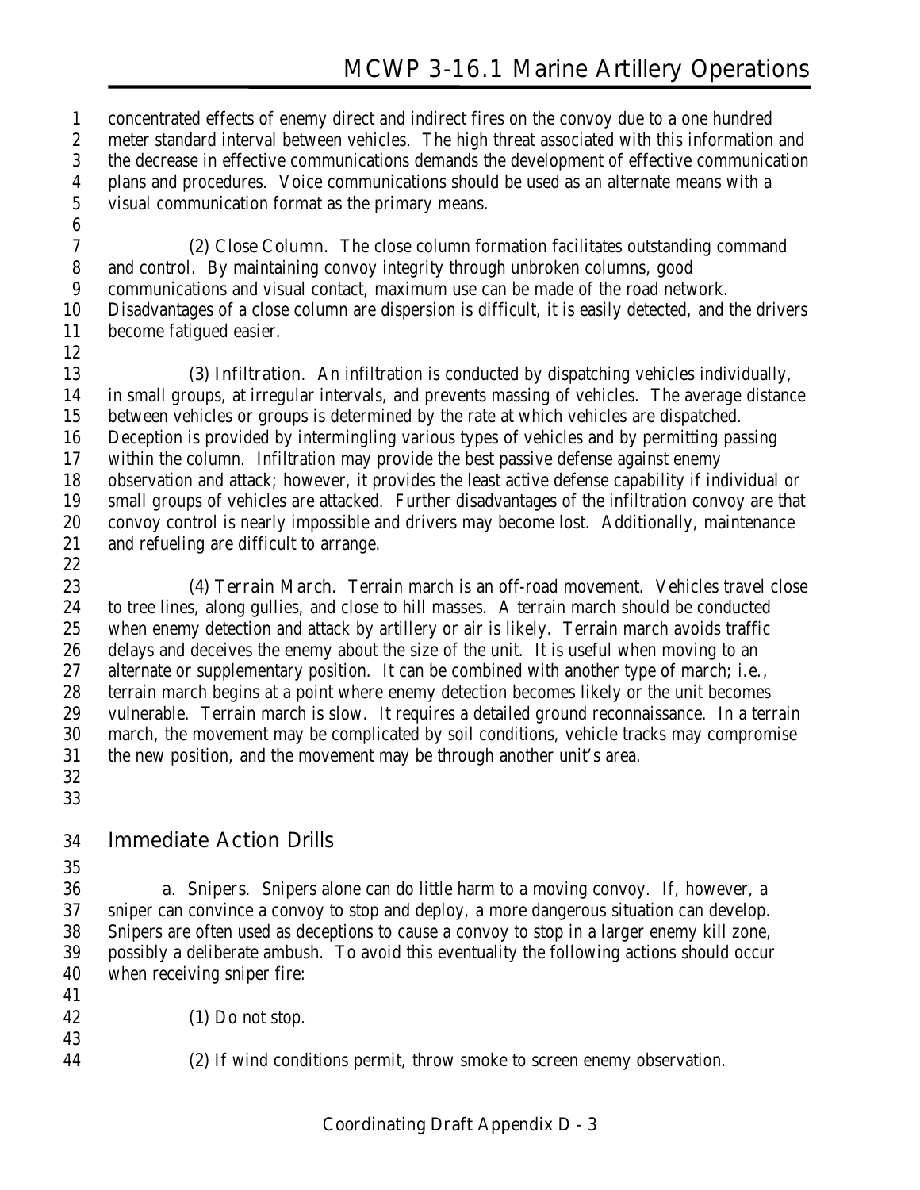concentrated effects of enemy direct and indirect fires on the convoy due to a one hundred meter standard interval between vehicles. The high threat associated with this information and the decrease in effective communications demands the development of effective communication plans and procedures. Voice communications should be used as an alternate means with a visual communication format as the primary means.

(2) Close Column. The close column formation facilitates outstanding command and control. By maintaining convoy integrity through unbroken columns, good communications and visual contact, maximum use can be made of the road network. Disadvantages of a close column are dispersion is difficult, it is easily detected, and the drivers become fatigued easier.

(3) Infiltration. An infiltration is conducted by dispatching vehicles individually, in small groups, at irregular intervals, and prevents massing of vehicles. The average distance between vehicles or groups is determined by the rate at which vehicles are dispatched. Deception is provided by intermingling various types of vehicles and by permitting passing within the column. Infiltration may provide the best passive defense against enemy observation and attack; however, it provides the least active defense capability if individual or small groups of vehicles are attacked. Further disadvantages of the infiltration convoy are that convoy control is nearly impossible and drivers may become lost. Additionally, maintenance and refueling are difficult to arrange.

(4) Terrain March. Terrain march is an off-road movement. Vehicles travel close to tree lines, along gullies, and close to hill masses. A terrain march should be conducted when enemy detection and attack by artillery or air is likely. Terrain march avoids traffic delays and deceives the enemy about the size of the unit. It is useful when moving to an alternate or supplementary position. It can be combined with another type of march; i.e., terrain march begins at a point where enemy detection becomes likely or the unit becomes vulnerable. Terrain march is slow. It requires a detailed ground reconnaissance. In a terrain march, the movement may be complicated by soil conditions, vehicle tracks may compromise the new position, and the movement may be through another unit's area.

## Immediate Action Drills

a. Snipers. Snipers alone can do little harm to a moving convoy. If, however, a sniper can convince a convoy to stop and deploy, a more dangerous situation can develop. Snipers are often used as deceptions to cause a convoy to stop in a larger enemy kill zone, possibly a deliberate ambush. To avoid this eventuality the following actions should occur when receiving sniper fire:

(1) Do not stop.

(2) If wind conditions permit, throw smoke to screen enemy observation.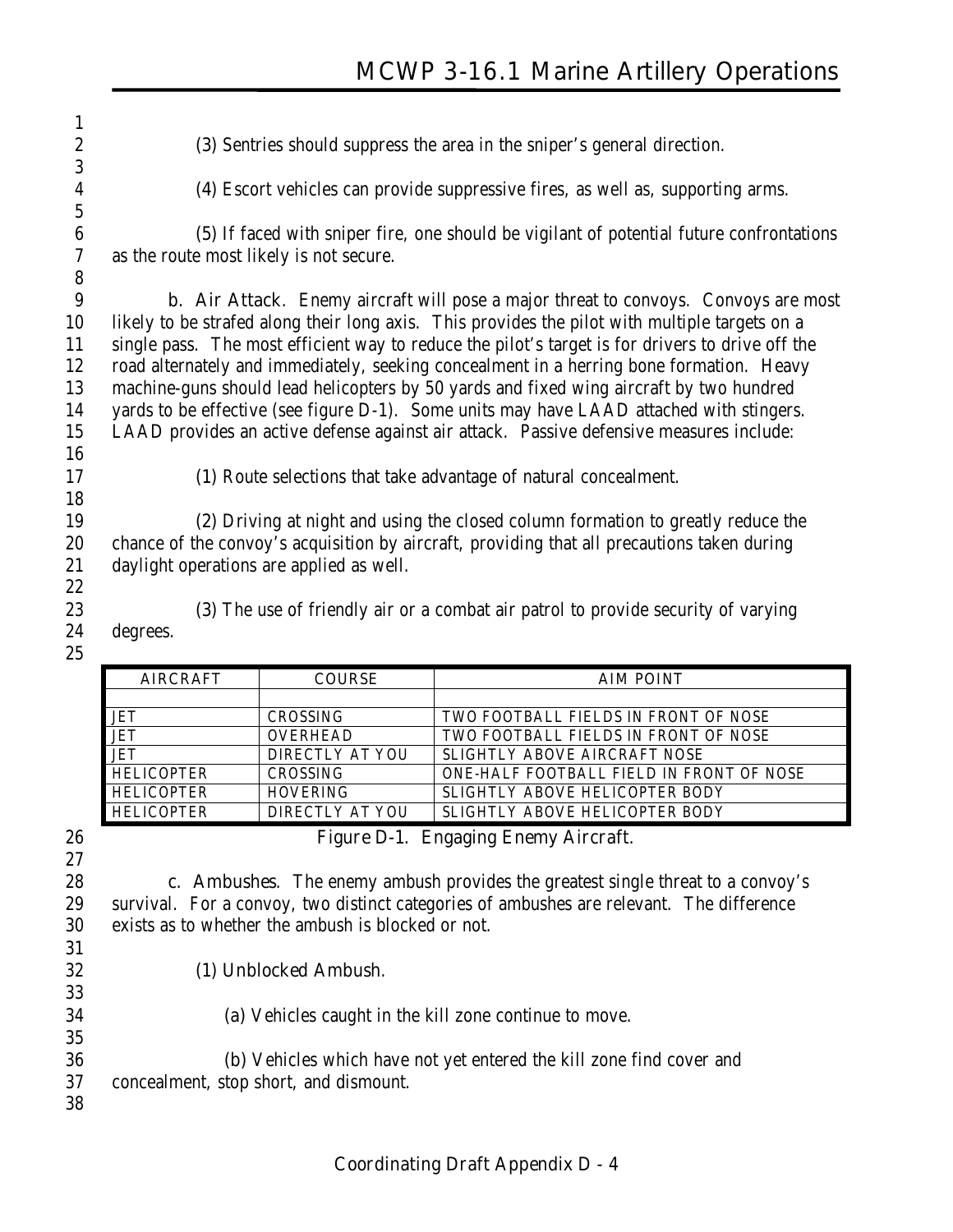(3) Sentries should suppress the area in the sniper's general direction.

(4) Escort vehicles can provide suppressive fires, as well as, supporting arms.

(5) If faced with sniper fire, one should be vigilant of potential future confrontations as the route most likely is not secure.

b. Air Attack. Enemy aircraft will pose a major threat to convoys. Convoys are most likely to be strafed along their long axis. This provides the pilot with multiple targets on a single pass. The most efficient way to reduce the pilot's target is for drivers to drive off the road alternately and immediately, seeking concealment in a herring bone formation. Heavy machine-guns should lead helicopters by 50 yards and fixed wing aircraft by two hundred yards to be effective (see figure D-1). Some units may have LAAD attached with stingers. LAAD provides an active defense against air attack. Passive defensive measures include:

(1) Route selections that take advantage of natural concealment.

(2) Driving at night and using the closed column formation to greatly reduce the chance of the convoy's acquisition by aircraft, providing that all precautions taken during daylight operations are applied as well.

(3) The use of friendly air or a combat air patrol to provide security of varying degrees.

| AIRCRAFT | COURSE | AIM POINT |
|---|---|---|
| | | |
| JET | CROSSING | TWO FOOTBALL FIELDS IN FRONT OF NOSE |
| JET | OVERHEAD | TWO FOOTBALL FIELDS IN FRONT OF NOSE |
| JET | DIRECTLY AT YOU | SLIGHTLY ABOVE AIRCRAFT NOSE |
| HELICOPTER | CROSSING | ONE-HALF FOOTBALL FIELD IN FRONT OF NOSE |
| HELICOPTER | HOVERING | SLIGHTLY ABOVE HELICOPTER BODY |
| HELICOPTER | DIRECTLY AT YOU | SLIGHTLY ABOVE HELICOPTER BODY |

Figure D-1. Engaging Enemy Aircraft.

c. Ambushes. The enemy ambush provides the greatest single threat to a convoy's survival. For a convoy, two distinct categories of ambushes are relevant. The difference exists as to whether the ambush is blocked or not.

(1) Unblocked Ambush.

(a) Vehicles caught in the kill zone continue to move.

(b) Vehicles which have not yet entered the kill zone find cover and concealment, stop short, and dismount.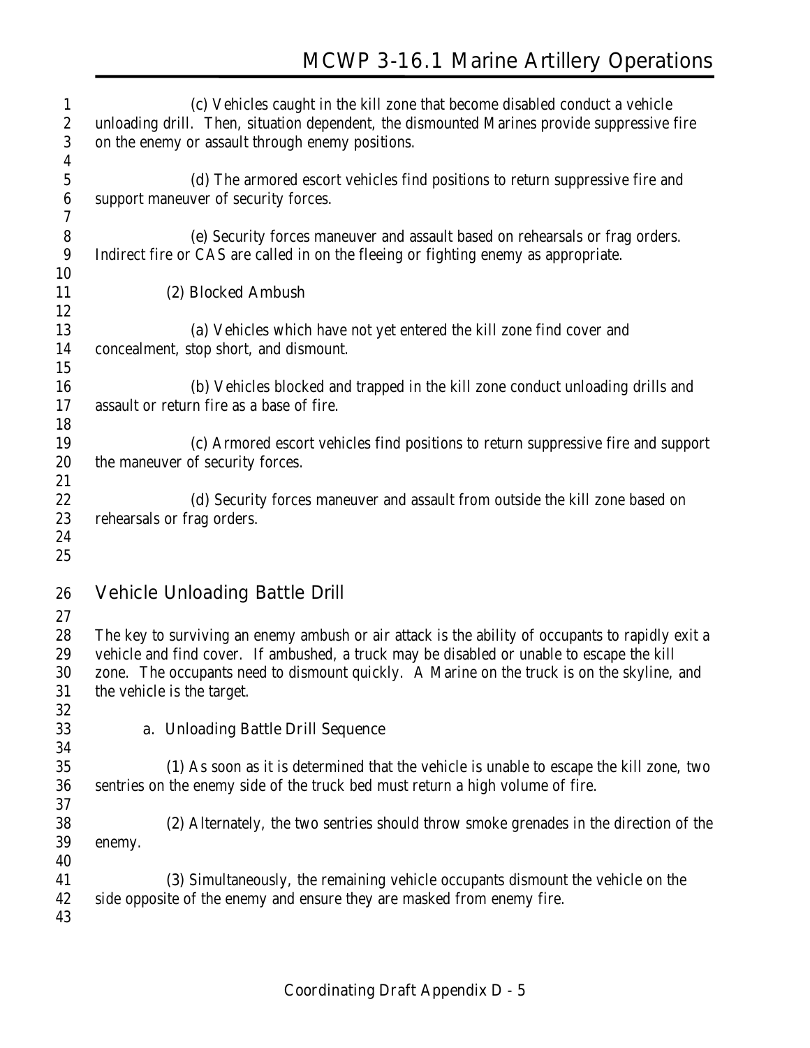(c) Vehicles caught in the kill zone that become disabled conduct a vehicle unloading drill. Then, situation dependent, the dismounted Marines provide suppressive fire on the enemy or assault through enemy positions.

(d) The armored escort vehicles find positions to return suppressive fire and support maneuver of security forces.

(e) Security forces maneuver and assault based on rehearsals or frag orders. Indirect fire or CAS are called in on the fleeing or fighting enemy as appropriate.

(2) Blocked Ambush

(a) Vehicles which have not yet entered the kill zone find cover and concealment, stop short, and dismount.

(b) Vehicles blocked and trapped in the kill zone conduct unloading drills and assault or return fire as a base of fire.

(c) Armored escort vehicles find positions to return suppressive fire and support the maneuver of security forces.

(d) Security forces maneuver and assault from outside the kill zone based on rehearsals or frag orders.

## Vehicle Unloading Battle Drill

The key to surviving an enemy ambush or air attack is the ability of occupants to rapidly exit a vehicle and find cover. If ambushed, a truck may be disabled or unable to escape the kill zone. The occupants need to dismount quickly. A Marine on the truck is on the skyline, and the vehicle is the target.

a. Unloading Battle Drill Sequence

(1) As soon as it is determined that the vehicle is unable to escape the kill zone, two sentries on the enemy side of the truck bed must return a high volume of fire.

(2) Alternately, the two sentries should throw smoke grenades in the direction of the enemy.

(3) Simultaneously, the remaining vehicle occupants dismount the vehicle on the side opposite of the enemy and ensure they are masked from enemy fire.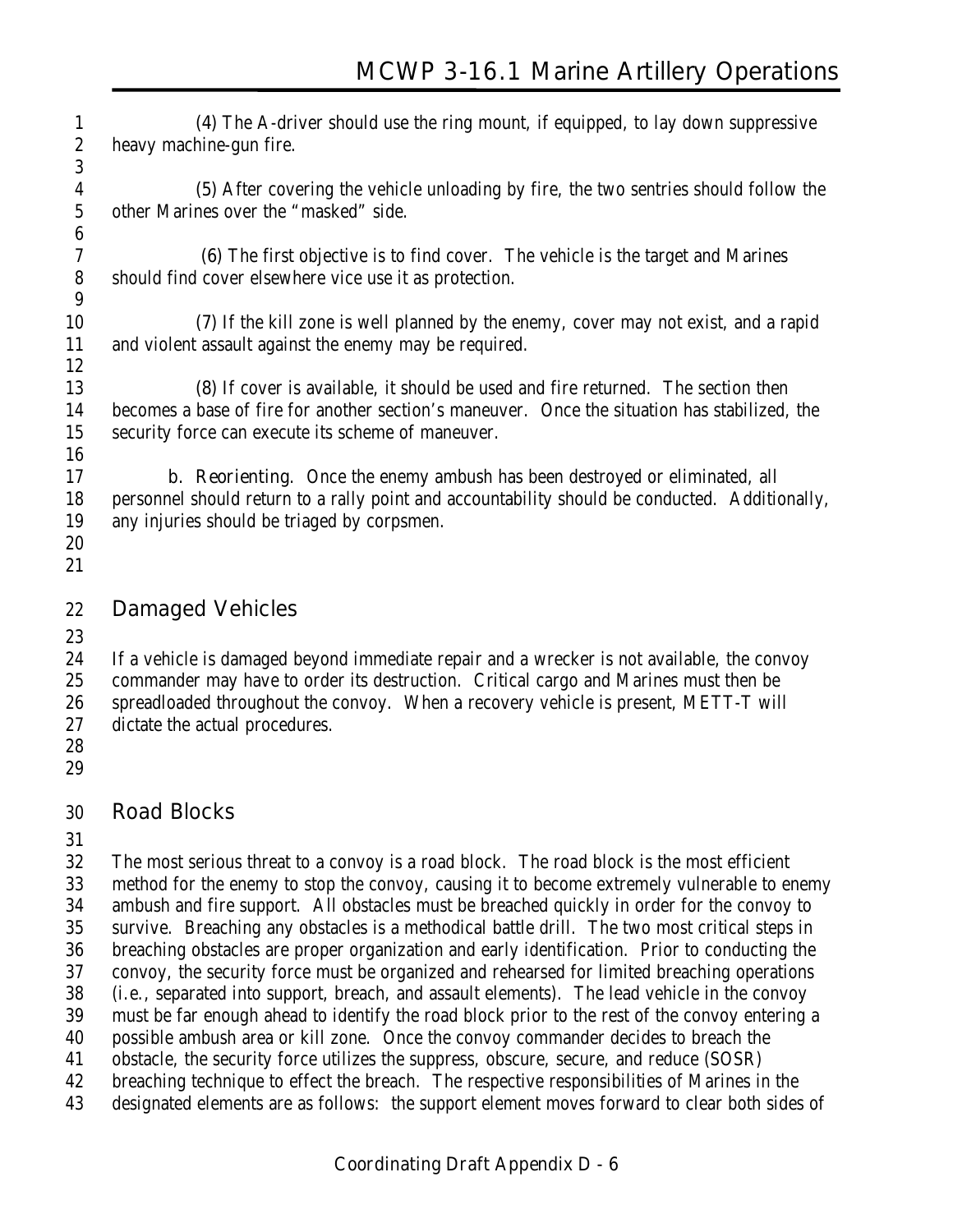(4) The A-driver should use the ring mount, if equipped, to lay down suppressive heavy machine-gun fire.

(5) After covering the vehicle unloading by fire, the two sentries should follow the other Marines over the "masked" side.

(6) The first objective is to find cover. The vehicle is the target and Marines should find cover elsewhere vice use it as protection.

(7) If the kill zone is well planned by the enemy, cover may not exist, and a rapid and violent assault against the enemy may be required.

(8) If cover is available, it should be used and fire returned. The section then becomes a base of fire for another section's maneuver. Once the situation has stabilized, the security force can execute its scheme of maneuver.

b. Reorienting. Once the enemy ambush has been destroyed or eliminated, all personnel should return to a rally point and accountability should be conducted. Additionally, any injuries should be triaged by corpsmen.

## Damaged Vehicles

If a vehicle is damaged beyond immediate repair and a wrecker is not available, the convoy commander may have to order its destruction. Critical cargo and Marines must then be spreadloaded throughout the convoy. When a recovery vehicle is present, METT-T will dictate the actual procedures.

## Road Blocks

The most serious threat to a convoy is a road block. The road block is the most efficient method for the enemy to stop the convoy, causing it to become extremely vulnerable to enemy ambush and fire support. All obstacles must be breached quickly in order for the convoy to survive. Breaching any obstacles is a methodical battle drill. The two most critical steps in breaching obstacles are proper organization and early identification. Prior to conducting the convoy, the security force must be organized and rehearsed for limited breaching operations (i.e., separated into support, breach, and assault elements). The lead vehicle in the convoy must be far enough ahead to identify the road block prior to the rest of the convoy entering a possible ambush area or kill zone. Once the convoy commander decides to breach the obstacle, the security force utilizes the suppress, obscure, secure, and reduce (SOSR) breaching technique to effect the breach. The respective responsibilities of Marines in the designated elements are as follows: the support element moves forward to clear both sides of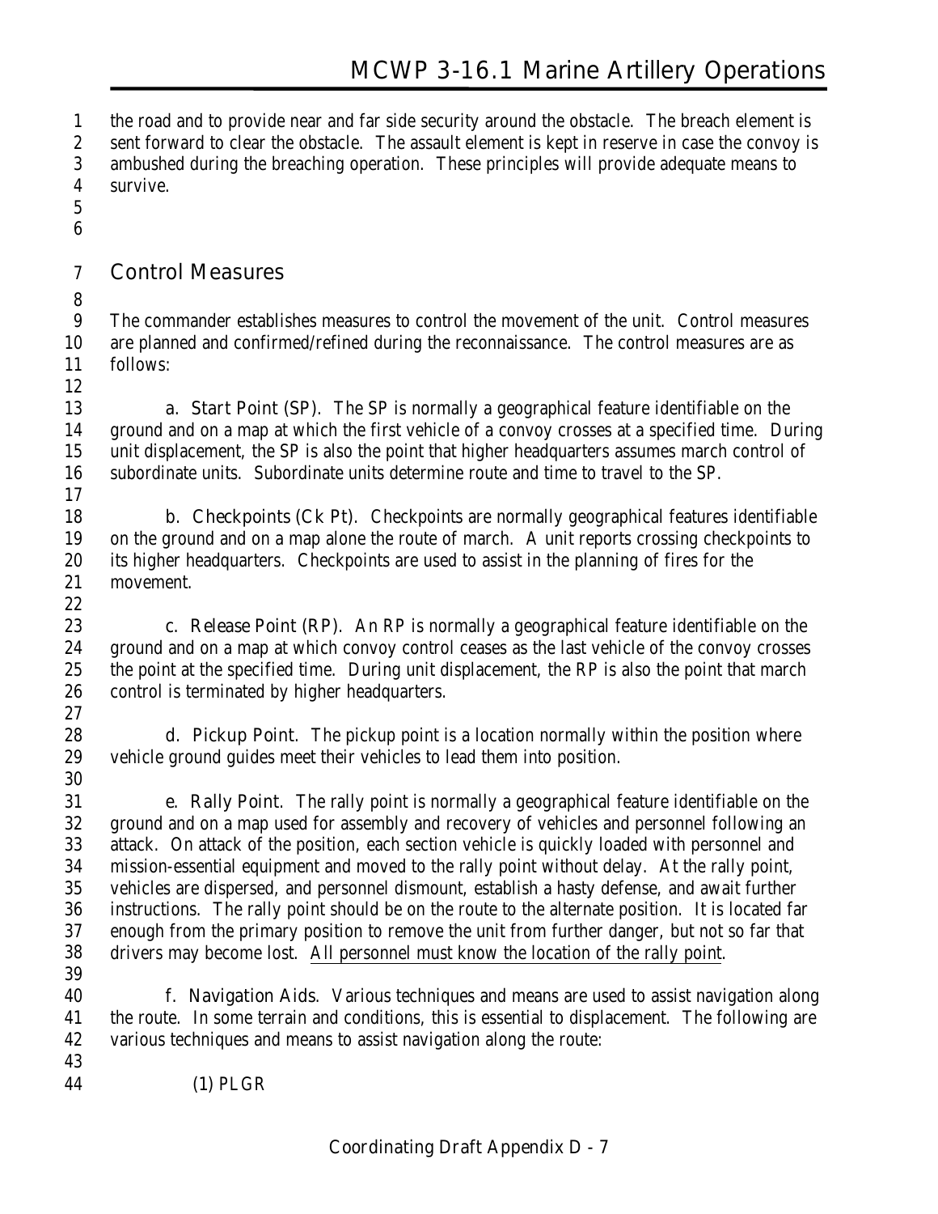the road and to provide near and far side security around the obstacle. The breach element is sent forward to clear the obstacle. The assault element is kept in reserve in case the convoy is ambushed during the breaching operation. These principles will provide adequate means to survive.

## Control Measures

The commander establishes measures to control the movement of the unit. Control measures are planned and confirmed/refined during the reconnaissance. The control measures are as follows:

**a. Start Point (SP).** The SP is normally a geographical feature identifiable on the ground and on a map at which the first vehicle of a convoy crosses at a specified time. During unit displacement, the SP is also the point that higher headquarters assumes march control of subordinate units. Subordinate units determine route and time to travel to the SP.

**b. Checkpoints (Ck Pt).** Checkpoints are normally geographical features identifiable on the ground and on a map alone the route of march. A unit reports crossing checkpoints to its higher headquarters. Checkpoints are used to assist in the planning of fires for the movement.

**c. Release Point (RP).** An RP is normally a geographical feature identifiable on the ground and on a map at which convoy control ceases as the last vehicle of the convoy crosses the point at the specified time. During unit displacement, the RP is also the point that march control is terminated by higher headquarters.

**d. Pickup Point.** The pickup point is a location normally within the position where vehicle ground guides meet their vehicles to lead them into position.

**e. Rally Point.** The rally point is normally a geographical feature identifiable on the ground and on a map used for assembly and recovery of vehicles and personnel following an attack. On attack of the position, each section vehicle is quickly loaded with personnel and mission-essential equipment and moved to the rally point without delay. At the rally point, vehicles are dispersed, and personnel dismount, establish a hasty defense, and await further instructions. The rally point should be on the route to the alternate position. It is located far enough from the primary position to remove the unit from further danger, but not so far that drivers may become lost. <u>All personnel must know the location of the rally point</u>.

**f. Navigation Aids.** Various techniques and means are used to assist navigation along the route. In some terrain and conditions, this is essential to displacement. The following are various techniques and means to assist navigation along the route:

(1) PLGR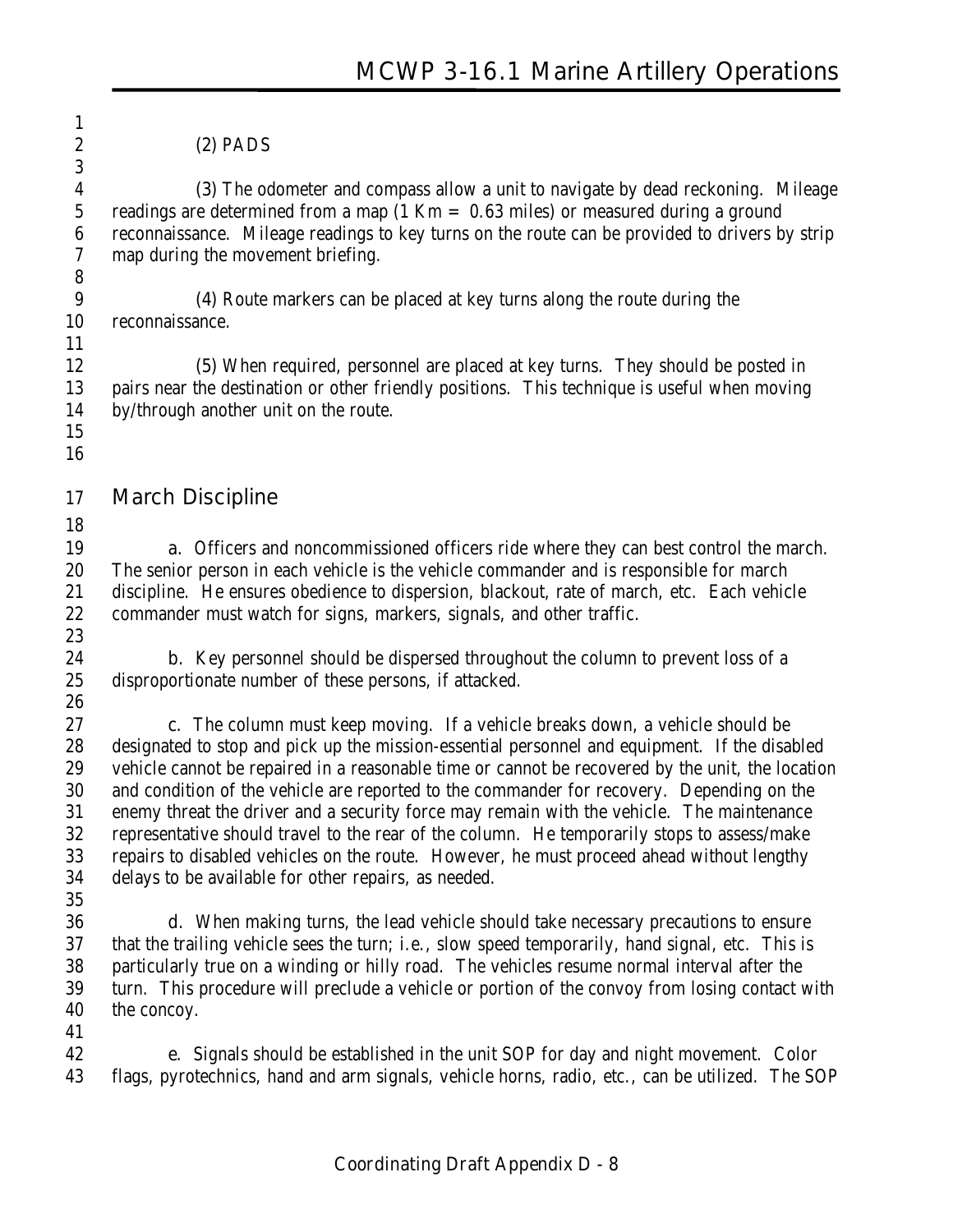(2) PADS

(3) The odometer and compass allow a unit to navigate by dead reckoning. Mileage readings are determined from a map (1 Km = 0.63 miles) or measured during a ground reconnaissance. Mileage readings to key turns on the route can be provided to drivers by strip map during the movement briefing.

(4) Route markers can be placed at key turns along the route during the reconnaissance.

(5) When required, personnel are placed at key turns. They should be posted in pairs near the destination or other friendly positions. This technique is useful when moving by/through another unit on the route.

## March Discipline

a. Officers and noncommissioned officers ride where they can best control the march. The senior person in each vehicle is the vehicle commander and is responsible for march discipline. He ensures obedience to dispersion, blackout, rate of march, etc. Each vehicle commander must watch for signs, markers, signals, and other traffic.

b. Key personnel should be dispersed throughout the column to prevent loss of a disproportionate number of these persons, if attacked.

c. The column must keep moving. If a vehicle breaks down, a vehicle should be designated to stop and pick up the mission-essential personnel and equipment. If the disabled vehicle cannot be repaired in a reasonable time or cannot be recovered by the unit, the location and condition of the vehicle are reported to the commander for recovery. Depending on the enemy threat the driver and a security force may remain with the vehicle. The maintenance representative should travel to the rear of the column. He temporarily stops to assess/make repairs to disabled vehicles on the route. However, he must proceed ahead without lengthy delays to be available for other repairs, as needed.

d. When making turns, the lead vehicle should take necessary precautions to ensure that the trailing vehicle sees the turn; i.e., slow speed temporarily, hand signal, etc. This is particularly true on a winding or hilly road. The vehicles resume normal interval after the turn. This procedure will preclude a vehicle or portion of the convoy from losing contact with the concoy.

e. Signals should be established in the unit SOP for day and night movement. Color flags, pyrotechnics, hand and arm signals, vehicle horns, radio, etc., can be utilized. The SOP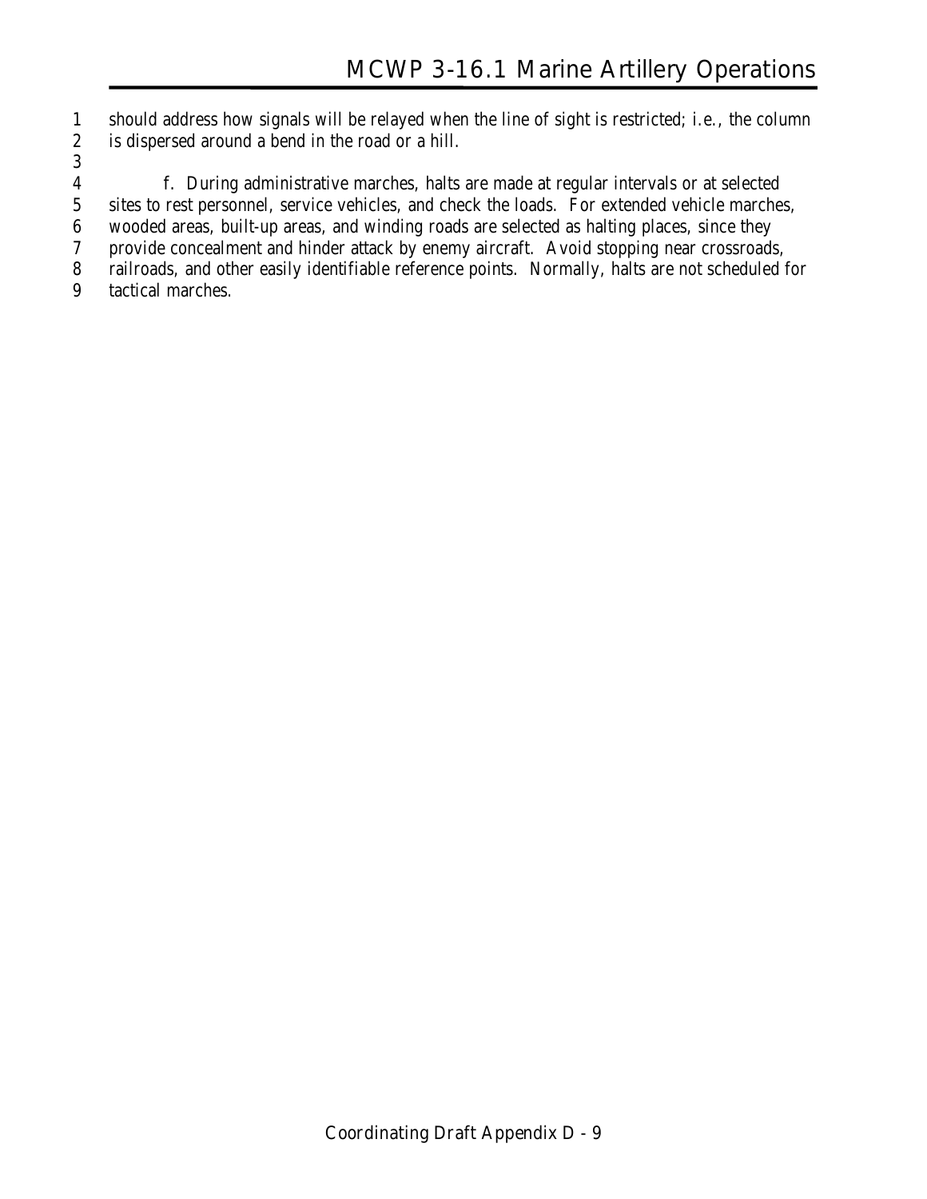should address how signals will be relayed when the line of sight is restricted; i.e., the column is dispersed around a bend in the road or a hill.

f. During administrative marches, halts are made at regular intervals or at selected sites to rest personnel, service vehicles, and check the loads. For extended vehicle marches, wooded areas, built-up areas, and winding roads are selected as halting places, since they provide concealment and hinder attack by enemy aircraft. Avoid stopping near crossroads, railroads, and other easily identifiable reference points. Normally, halts are not scheduled for tactical marches.